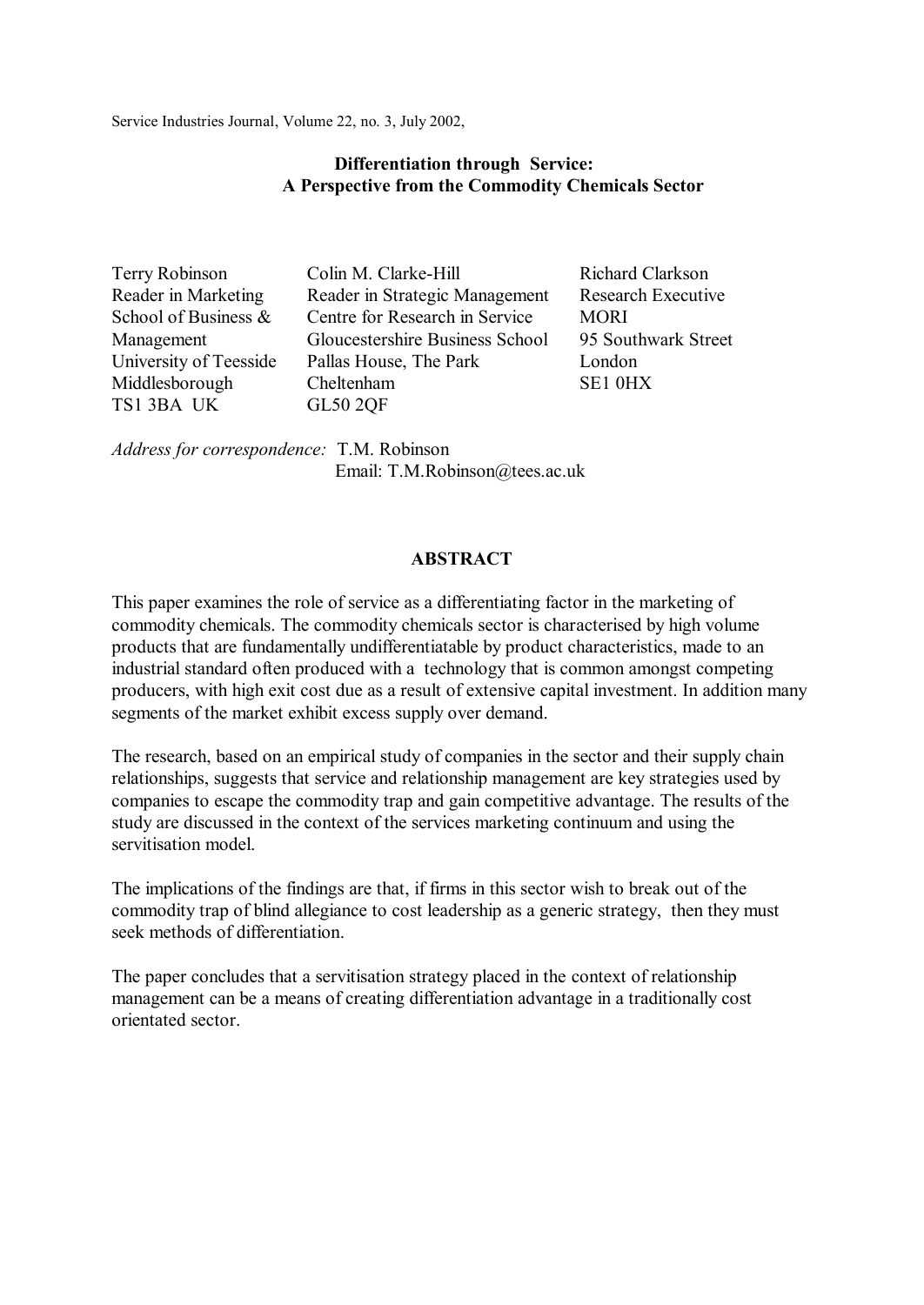Service Industries Journal, Volume 22, no. 3, July 2002,

# Differentiation through Service: A Perspective from the Commodity Chemicals Sector

Terry Robinson
Reader in Marketing
School of Business & Management
University of Teesside
Middlesborough
TS1 3BA UK

Colin M. Clarke-Hill
Reader in Strategic Management
Centre for Research in Service
Gloucestershire Business School
Pallas House, The Park
Cheltenham
GL50 2QF

Richard Clarkson
Research Executive
MORI
95 Southwark Street
London
SE1 0HX

*Address for correspondence:* T.M. Robinson
Email: T.M.Robinson@tees.ac.uk

## ABSTRACT

This paper examines the role of service as a differentiating factor in the marketing of commodity chemicals. The commodity chemicals sector is characterised by high volume products that are fundamentally undifferentiatable by product characteristics, made to an industrial standard often produced with a technology that is common amongst competing producers, with high exit cost due as a result of extensive capital investment. In addition many segments of the market exhibit excess supply over demand.

The research, based on an empirical study of companies in the sector and their supply chain relationships, suggests that service and relationship management are key strategies used by companies to escape the commodity trap and gain competitive advantage. The results of the study are discussed in the context of the services marketing continuum and using the servitisation model.

The implications of the findings are that, if firms in this sector wish to break out of the commodity trap of blind allegiance to cost leadership as a generic strategy, then they must seek methods of differentiation.

The paper concludes that a servitisation strategy placed in the context of relationship management can be a means of creating differentiation advantage in a traditionally cost orientated sector.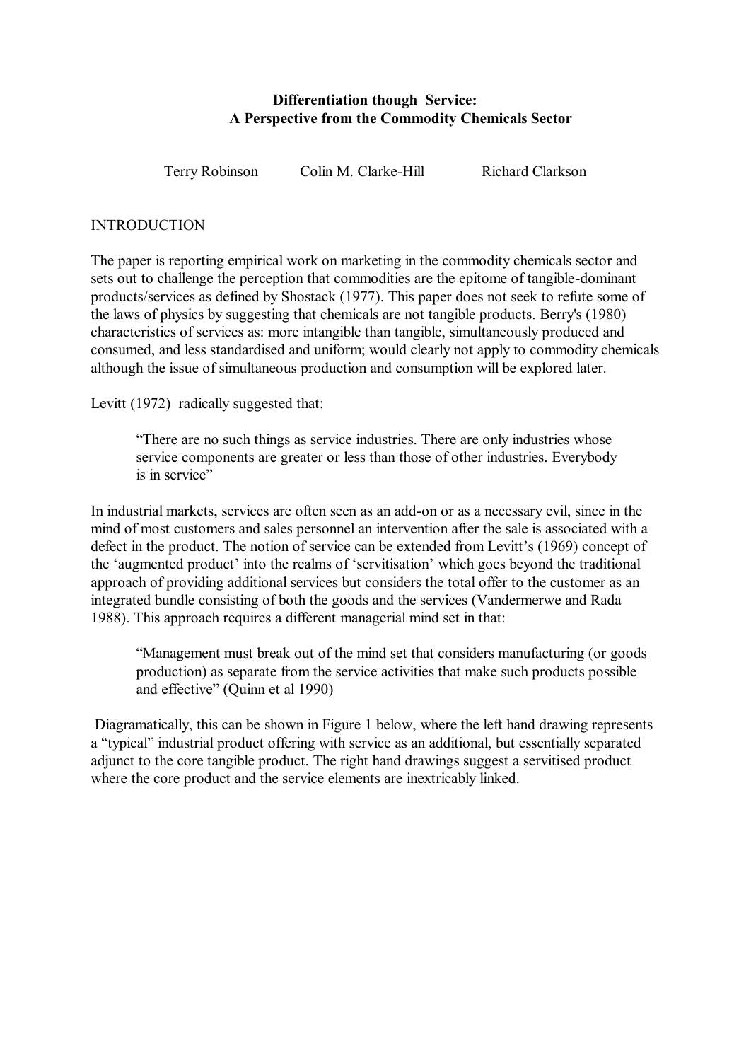**Differentiation though Service:**
**A Perspective from the Commodity Chemicals Sector**

Terry Robinson   Colin M. Clarke-Hill   Richard Clarkson

## INTRODUCTION

The paper is reporting empirical work on marketing in the commodity chemicals sector and sets out to challenge the perception that commodities are the epitome of tangible-dominant products/services as defined by Shostack (1977). This paper does not seek to refute some of the laws of physics by suggesting that chemicals are not tangible products. Berry's (1980) characteristics of services as: more intangible than tangible, simultaneously produced and consumed, and less standardised and uniform; would clearly not apply to commodity chemicals although the issue of simultaneous production and consumption will be explored later.

Levitt (1972) radically suggested that:

> "There are no such things as service industries. There are only industries whose service components are greater or less than those of other industries. Everybody is in service"

In industrial markets, services are often seen as an add-on or as a necessary evil, since in the mind of most customers and sales personnel an intervention after the sale is associated with a defect in the product. The notion of service can be extended from Levitt's (1969) concept of the 'augmented product' into the realms of 'servitisation' which goes beyond the traditional approach of providing additional services but considers the total offer to the customer as an integrated bundle consisting of both the goods and the services (Vandermerwe and Rada 1988). This approach requires a different managerial mind set in that:

> "Management must break out of the mind set that considers manufacturing (or goods production) as separate from the service activities that make such products possible and effective" (Quinn et al 1990)

Diagramatically, this can be shown in Figure 1 below, where the left hand drawing represents a "typical" industrial product offering with service as an additional, but essentially separated adjunct to the core tangible product. The right hand drawings suggest a servitised product where the core product and the service elements are inextricably linked.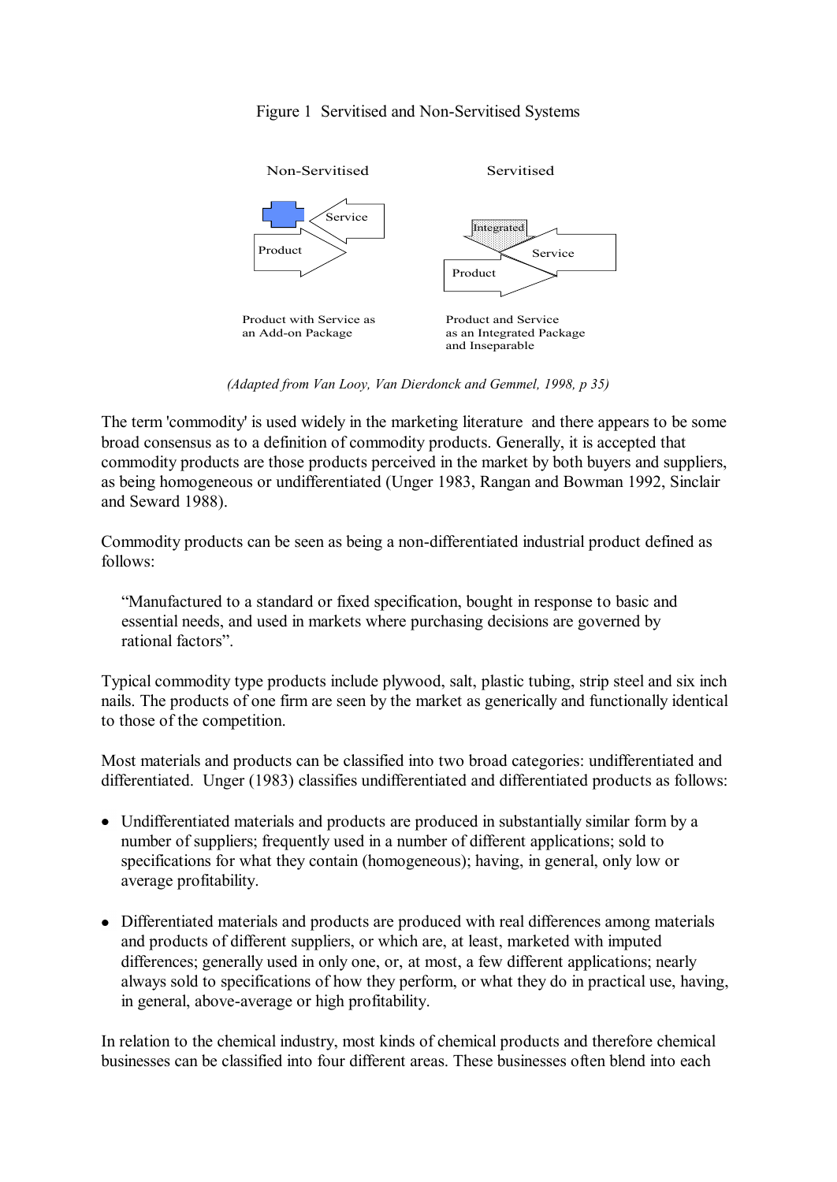Figure 1 Servitised and Non-Servitised Systems

Non-Servitised

Service

Product

Product with Service as an Add-on Package

Servitised

Integrated

Service

Product

Product and Service as an Integrated Package and Inseparable

*(Adapted from Van Looy, Van Dierdonck and Gemmel, 1998, p 35)*

The term 'commodity' is used widely in the marketing literature and there appears to be some broad consensus as to a definition of commodity products. Generally, it is accepted that commodity products are those products perceived in the market by both buyers and suppliers, as being homogeneous or undifferentiated (Unger 1983, Rangan and Bowman 1992, Sinclair and Seward 1988).

Commodity products can be seen as being a non-differentiated industrial product defined as follows:

> "Manufactured to a standard or fixed specification, bought in response to basic and essential needs, and used in markets where purchasing decisions are governed by rational factors".

Typical commodity type products include plywood, salt, plastic tubing, strip steel and six inch nails. The products of one firm are seen by the market as generically and functionally identical to those of the competition.

Most materials and products can be classified into two broad categories: undifferentiated and differentiated. Unger (1983) classifies undifferentiated and differentiated products as follows:

- Undifferentiated materials and products are produced in substantially similar form by a number of suppliers; frequently used in a number of different applications; sold to specifications for what they contain (homogeneous); having, in general, only low or average profitability.

- Differentiated materials and products are produced with real differences among materials and products of different suppliers, or which are, at least, marketed with imputed differences; generally used in only one, or, at most, a few different applications; nearly always sold to specifications of how they perform, or what they do in practical use, having, in general, above-average or high profitability.

In relation to the chemical industry, most kinds of chemical products and therefore chemical businesses can be classified into four different areas. These businesses often blend into each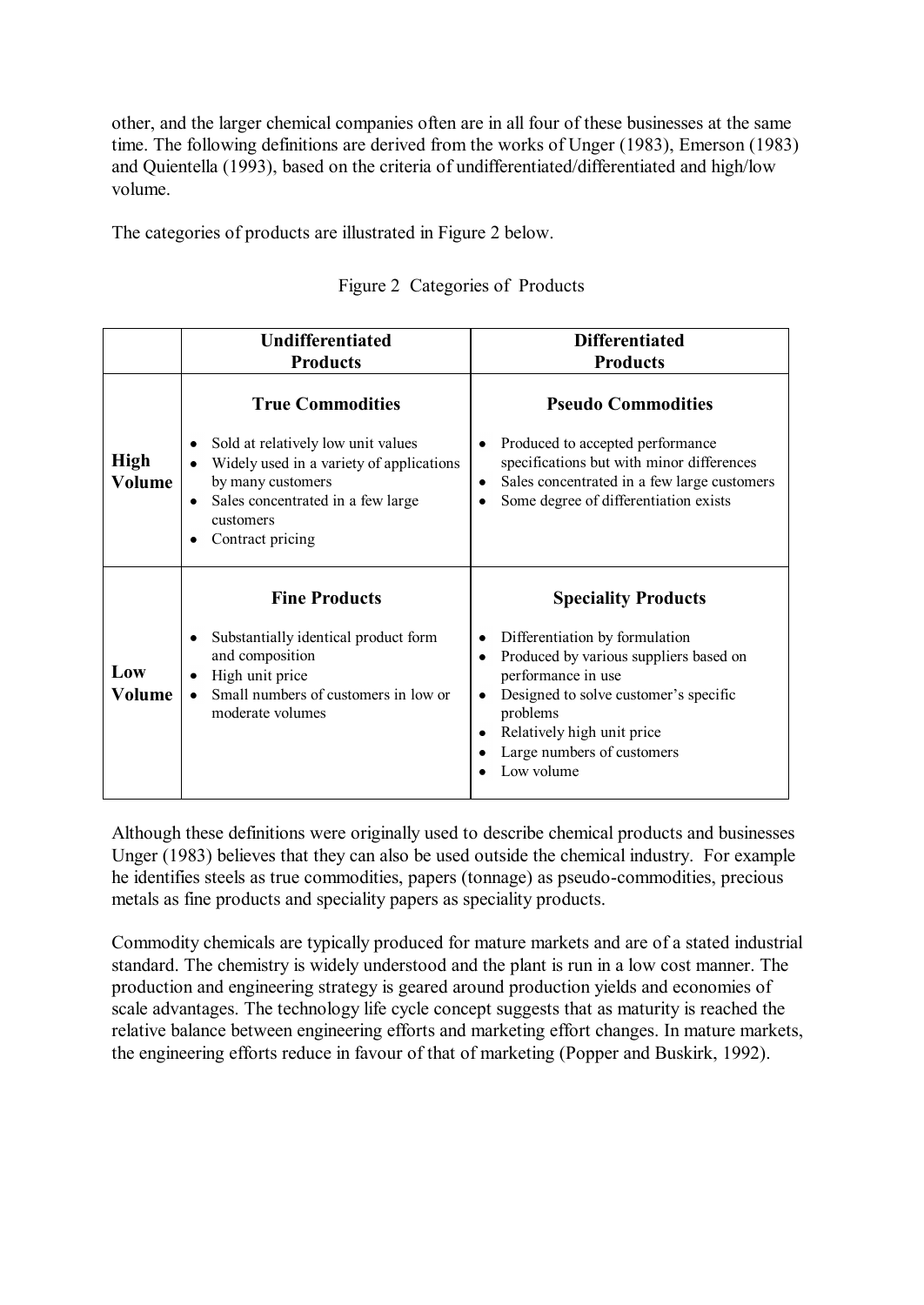other, and the larger chemical companies often are in all four of these businesses at the same time. The following definitions are derived from the works of Unger (1983), Emerson (1983) and Quientella (1993), based on the criteria of undifferentiated/differentiated and high/low volume.

The categories of products are illustrated in Figure 2 below.

Figure 2 Categories of Products

| | **Undifferentiated Products** | **Differentiated Products** |
|---|---|---|
| **High Volume** | **True Commodities**<br>• Sold at relatively low unit values<br>• Widely used in a variety of applications by many customers<br>• Sales concentrated in a few large customers<br>• Contract pricing | **Pseudo Commodities**<br>• Produced to accepted performance specifications but with minor differences<br>• Sales concentrated in a few large customers<br>• Some degree of differentiation exists |
| **Low Volume** | **Fine Products**<br>• Substantially identical product form and composition<br>• High unit price<br>• Small numbers of customers in low or moderate volumes | **Speciality Products**<br>• Differentiation by formulation<br>• Produced by various suppliers based on performance in use<br>• Designed to solve customer's specific problems<br>• Relatively high unit price<br>• Large numbers of customers<br>• Low volume |

Although these definitions were originally used to describe chemical products and businesses Unger (1983) believes that they can also be used outside the chemical industry. For example he identifies steels as true commodities, papers (tonnage) as pseudo-commodities, precious metals as fine products and speciality papers as speciality products.

Commodity chemicals are typically produced for mature markets and are of a stated industrial standard. The chemistry is widely understood and the plant is run in a low cost manner. The production and engineering strategy is geared around production yields and economies of scale advantages. The technology life cycle concept suggests that as maturity is reached the relative balance between engineering efforts and marketing effort changes. In mature markets, the engineering efforts reduce in favour of that of marketing (Popper and Buskirk, 1992).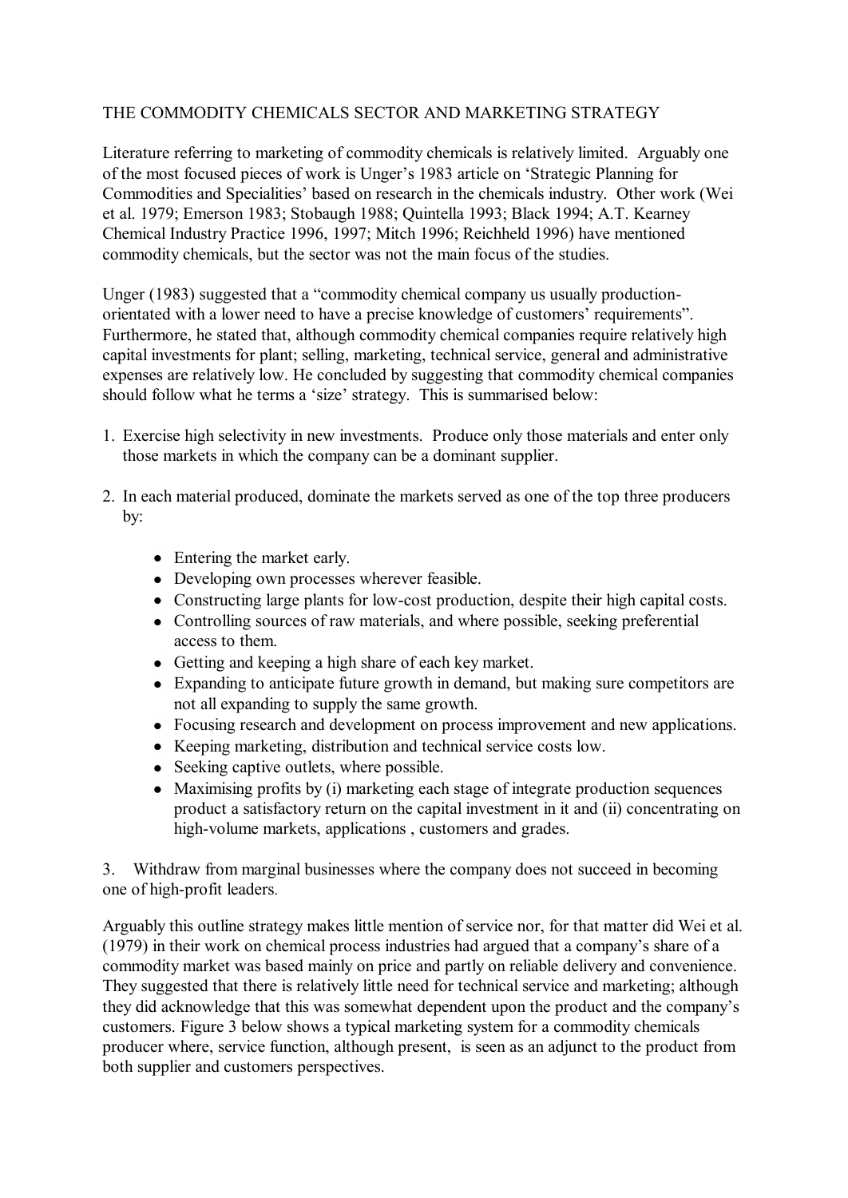THE COMMODITY CHEMICALS SECTOR AND MARKETING STRATEGY

Literature referring to marketing of commodity chemicals is relatively limited. Arguably one of the most focused pieces of work is Unger's 1983 article on 'Strategic Planning for Commodities and Specialities' based on research in the chemicals industry. Other work (Wei et al. 1979; Emerson 1983; Stobaugh 1988; Quintella 1993; Black 1994; A.T. Kearney Chemical Industry Practice 1996, 1997; Mitch 1996; Reichheld 1996) have mentioned commodity chemicals, but the sector was not the main focus of the studies.

Unger (1983) suggested that a "commodity chemical company us usually production-orientated with a lower need to have a precise knowledge of customers' requirements". Furthermore, he stated that, although commodity chemical companies require relatively high capital investments for plant; selling, marketing, technical service, general and administrative expenses are relatively low. He concluded by suggesting that commodity chemical companies should follow what he terms a 'size' strategy. This is summarised below:

1. Exercise high selectivity in new investments. Produce only those materials and enter only those markets in which the company can be a dominant supplier.

2. In each material produced, dominate the markets served as one of the top three producers by:

    - Entering the market early.
    - Developing own processes wherever feasible.
    - Constructing large plants for low-cost production, despite their high capital costs.
    - Controlling sources of raw materials, and where possible, seeking preferential access to them.
    - Getting and keeping a high share of each key market.
    - Expanding to anticipate future growth in demand, but making sure competitors are not all expanding to supply the same growth.
    - Focusing research and development on process improvement and new applications.
    - Keeping marketing, distribution and technical service costs low.
    - Seeking captive outlets, where possible.
    - Maximising profits by (i) marketing each stage of integrate production sequences product a satisfactory return on the capital investment in it and (ii) concentrating on high-volume markets, applications , customers and grades.

3. Withdraw from marginal businesses where the company does not succeed in becoming one of high-profit leaders.

Arguably this outline strategy makes little mention of service nor, for that matter did Wei et al. (1979) in their work on chemical process industries had argued that a company's share of a commodity market was based mainly on price and partly on reliable delivery and convenience. They suggested that there is relatively little need for technical service and marketing; although they did acknowledge that this was somewhat dependent upon the product and the company's customers. Figure 3 below shows a typical marketing system for a commodity chemicals producer where, service function, although present, is seen as an adjunct to the product from both supplier and customers perspectives.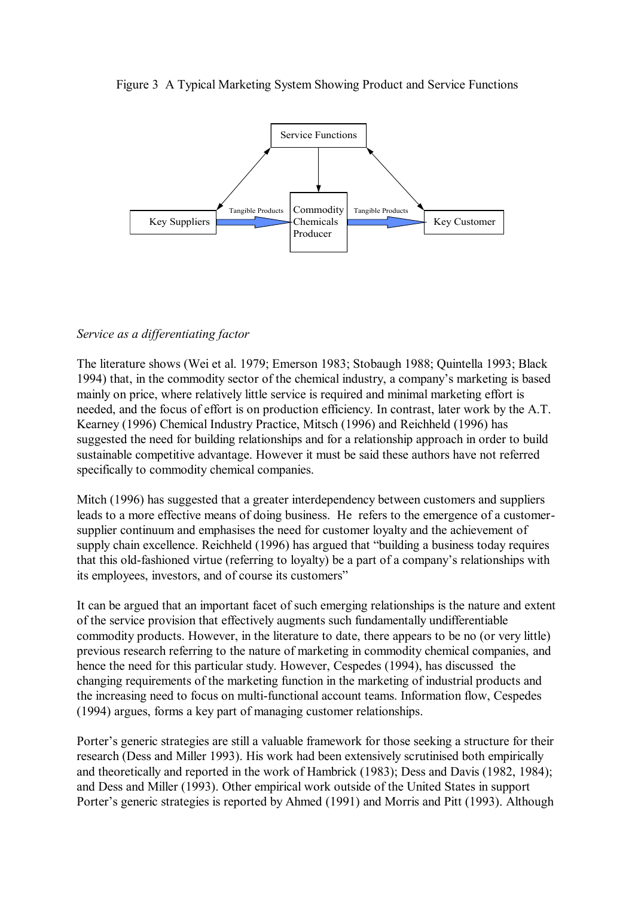Figure 3 A Typical Marketing System Showing Product and Service Functions

*Service as a differentiating factor*

The literature shows (Wei et al. 1979; Emerson 1983; Stobaugh 1988; Quintella 1993; Black 1994) that, in the commodity sector of the chemical industry, a company's marketing is based mainly on price, where relatively little service is required and minimal marketing effort is needed, and the focus of effort is on production efficiency. In contrast, later work by the A.T. Kearney (1996) Chemical Industry Practice, Mitsch (1996) and Reichheld (1996) has suggested the need for building relationships and for a relationship approach in order to build sustainable competitive advantage. However it must be said these authors have not referred specifically to commodity chemical companies.

Mitch (1996) has suggested that a greater interdependency between customers and suppliers leads to a more effective means of doing business. He refers to the emergence of a customer-supplier continuum and emphasises the need for customer loyalty and the achievement of supply chain excellence. Reichheld (1996) has argued that "building a business today requires that this old-fashioned virtue (referring to loyalty) be a part of a company's relationships with its employees, investors, and of course its customers"

It can be argued that an important facet of such emerging relationships is the nature and extent of the service provision that effectively augments such fundamentally undifferentiable commodity products. However, in the literature to date, there appears to be no (or very little) previous research referring to the nature of marketing in commodity chemical companies, and hence the need for this particular study. However, Cespedes (1994), has discussed the changing requirements of the marketing function in the marketing of industrial products and the increasing need to focus on multi-functional account teams. Information flow, Cespedes (1994) argues, forms a key part of managing customer relationships.

Porter's generic strategies are still a valuable framework for those seeking a structure for their research (Dess and Miller 1993). His work had been extensively scrutinised both empirically and theoretically and reported in the work of Hambrick (1983); Dess and Davis (1982, 1984); and Dess and Miller (1993). Other empirical work outside of the United States in support Porter's generic strategies is reported by Ahmed (1991) and Morris and Pitt (1993). Although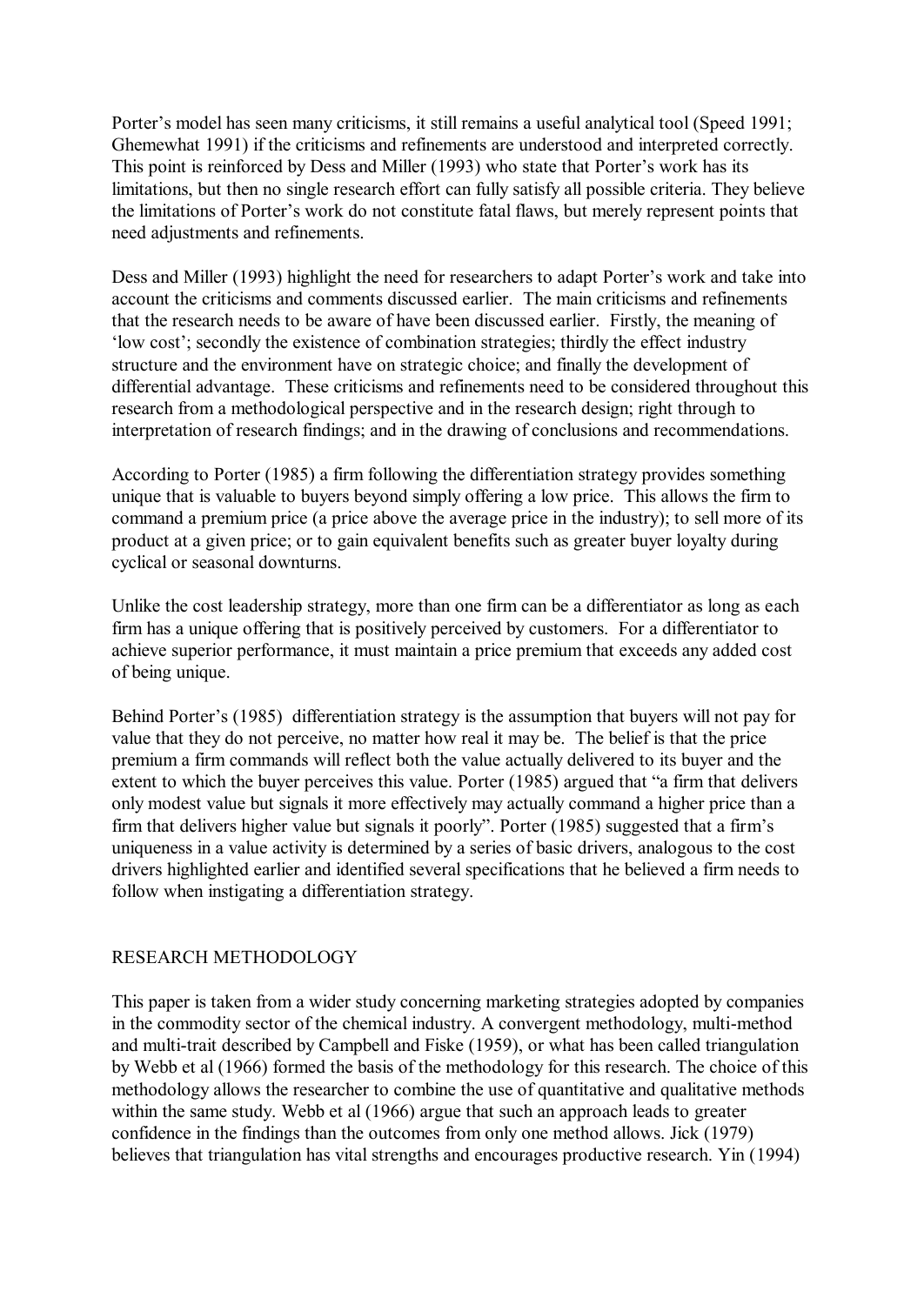Porter's model has seen many criticisms, it still remains a useful analytical tool (Speed 1991; Ghemewhat 1991) if the criticisms and refinements are understood and interpreted correctly. This point is reinforced by Dess and Miller (1993) who state that Porter's work has its limitations, but then no single research effort can fully satisfy all possible criteria. They believe the limitations of Porter's work do not constitute fatal flaws, but merely represent points that need adjustments and refinements.

Dess and Miller (1993) highlight the need for researchers to adapt Porter's work and take into account the criticisms and comments discussed earlier. The main criticisms and refinements that the research needs to be aware of have been discussed earlier. Firstly, the meaning of 'low cost'; secondly the existence of combination strategies; thirdly the effect industry structure and the environment have on strategic choice; and finally the development of differential advantage. These criticisms and refinements need to be considered throughout this research from a methodological perspective and in the research design; right through to interpretation of research findings; and in the drawing of conclusions and recommendations.

According to Porter (1985) a firm following the differentiation strategy provides something unique that is valuable to buyers beyond simply offering a low price. This allows the firm to command a premium price (a price above the average price in the industry); to sell more of its product at a given price; or to gain equivalent benefits such as greater buyer loyalty during cyclical or seasonal downturns.

Unlike the cost leadership strategy, more than one firm can be a differentiator as long as each firm has a unique offering that is positively perceived by customers. For a differentiator to achieve superior performance, it must maintain a price premium that exceeds any added cost of being unique.

Behind Porter's (1985) differentiation strategy is the assumption that buyers will not pay for value that they do not perceive, no matter how real it may be. The belief is that the price premium a firm commands will reflect both the value actually delivered to its buyer and the extent to which the buyer perceives this value. Porter (1985) argued that "a firm that delivers only modest value but signals it more effectively may actually command a higher price than a firm that delivers higher value but signals it poorly". Porter (1985) suggested that a firm's uniqueness in a value activity is determined by a series of basic drivers, analogous to the cost drivers highlighted earlier and identified several specifications that he believed a firm needs to follow when instigating a differentiation strategy.

## RESEARCH METHODOLOGY

This paper is taken from a wider study concerning marketing strategies adopted by companies in the commodity sector of the chemical industry. A convergent methodology, multi-method and multi-trait described by Campbell and Fiske (1959), or what has been called triangulation by Webb et al (1966) formed the basis of the methodology for this research. The choice of this methodology allows the researcher to combine the use of quantitative and qualitative methods within the same study. Webb et al (1966) argue that such an approach leads to greater confidence in the findings than the outcomes from only one method allows. Jick (1979) believes that triangulation has vital strengths and encourages productive research. Yin (1994)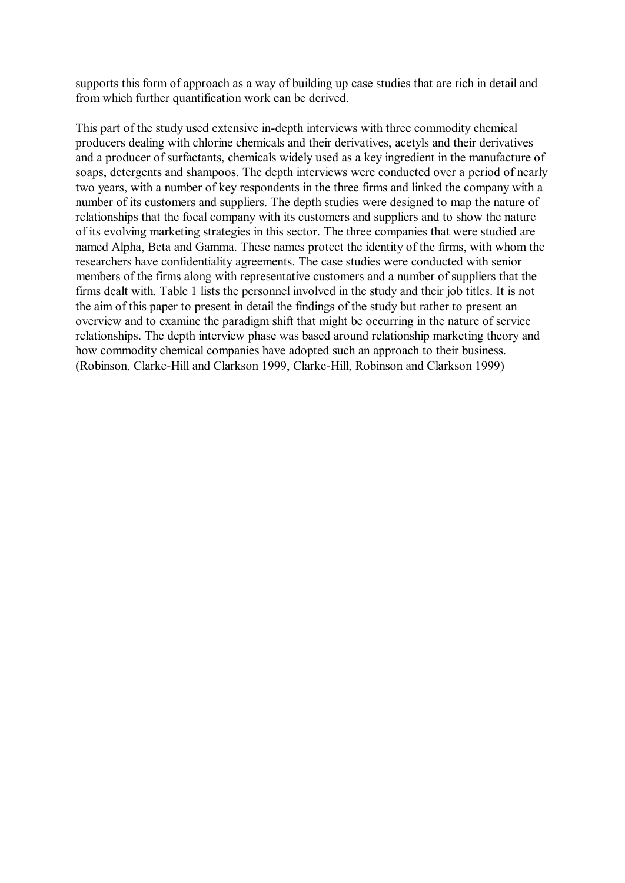supports this form of approach as a way of building up case studies that are rich in detail and from which further quantification work can be derived.

This part of the study used extensive in-depth interviews with three commodity chemical producers dealing with chlorine chemicals and their derivatives, acetyls and their derivatives and a producer of surfactants, chemicals widely used as a key ingredient in the manufacture of soaps, detergents and shampoos. The depth interviews were conducted over a period of nearly two years, with a number of key respondents in the three firms and linked the company with a number of its customers and suppliers. The depth studies were designed to map the nature of relationships that the focal company with its customers and suppliers and to show the nature of its evolving marketing strategies in this sector. The three companies that were studied are named Alpha, Beta and Gamma. These names protect the identity of the firms, with whom the researchers have confidentiality agreements. The case studies were conducted with senior members of the firms along with representative customers and a number of suppliers that the firms dealt with. Table 1 lists the personnel involved in the study and their job titles. It is not the aim of this paper to present in detail the findings of the study but rather to present an overview and to examine the paradigm shift that might be occurring in the nature of service relationships. The depth interview phase was based around relationship marketing theory and how commodity chemical companies have adopted such an approach to their business. (Robinson, Clarke-Hill and Clarkson 1999, Clarke-Hill, Robinson and Clarkson 1999)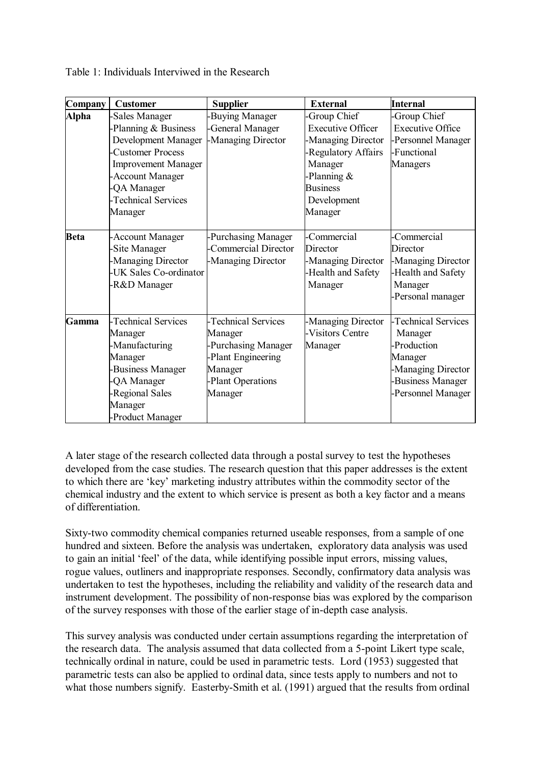Table 1: Individuals Interviwed in the Research

| Company | Customer | Supplier | External | Internal |
|---|---|---|---|---|
| **Alpha** | -Sales Manager<br>-Planning & Business Development Manager<br>-Customer Process Improvement Manager<br>-Account Manager<br>-QA Manager<br>-Technical Services Manager | -Buying Manager<br>-General Manager<br>-Managing Director | -Group Chief Executive Officer<br>-Managing Director<br>-Regulatory Affairs Manager<br>-Planning & Business Development Manager | -Group Chief Executive Office<br>-Personnel Manager<br>-Functional Managers |
| **Beta** | -Account Manager<br>-Site Manager<br>-Managing Director<br>-UK Sales Co-ordinator<br>-R&D Manager | -Purchasing Manager<br>-Commercial Director<br>-Managing Director | -Commercial Director<br>-Managing Director<br>-Health and Safety Manager | -Commercial Director<br>-Managing Director<br>-Health and Safety Manager<br>-Personal manager |
| **Gamma** | -Technical Services Manager<br>-Manufacturing Manager<br>-Business Manager<br>-QA Manager<br>-Regional Sales Manager<br>-Product Manager | -Technical Services Manager<br>-Purchasing Manager<br>-Plant Engineering Manager<br>-Plant Operations Manager | -Managing Director<br>-Visitors Centre Manager | -Technical Services Manager<br>-Production Manager<br>-Managing Director<br>-Business Manager<br>-Personnel Manager |

A later stage of the research collected data through a postal survey to test the hypotheses developed from the case studies. The research question that this paper addresses is the extent to which there are 'key' marketing industry attributes within the commodity sector of the chemical industry and the extent to which service is present as both a key factor and a means of differentiation.

Sixty-two commodity chemical companies returned useable responses, from a sample of one hundred and sixteen. Before the analysis was undertaken, exploratory data analysis was used to gain an initial 'feel' of the data, while identifying possible input errors, missing values, rogue values, outliners and inappropriate responses. Secondly, confirmatory data analysis was undertaken to test the hypotheses, including the reliability and validity of the research data and instrument development. The possibility of non-response bias was explored by the comparison of the survey responses with those of the earlier stage of in-depth case analysis.

This survey analysis was conducted under certain assumptions regarding the interpretation of the research data. The analysis assumed that data collected from a 5-point Likert type scale, technically ordinal in nature, could be used in parametric tests. Lord (1953) suggested that parametric tests can also be applied to ordinal data, since tests apply to numbers and not to what those numbers signify. Easterby-Smith et al. (1991) argued that the results from ordinal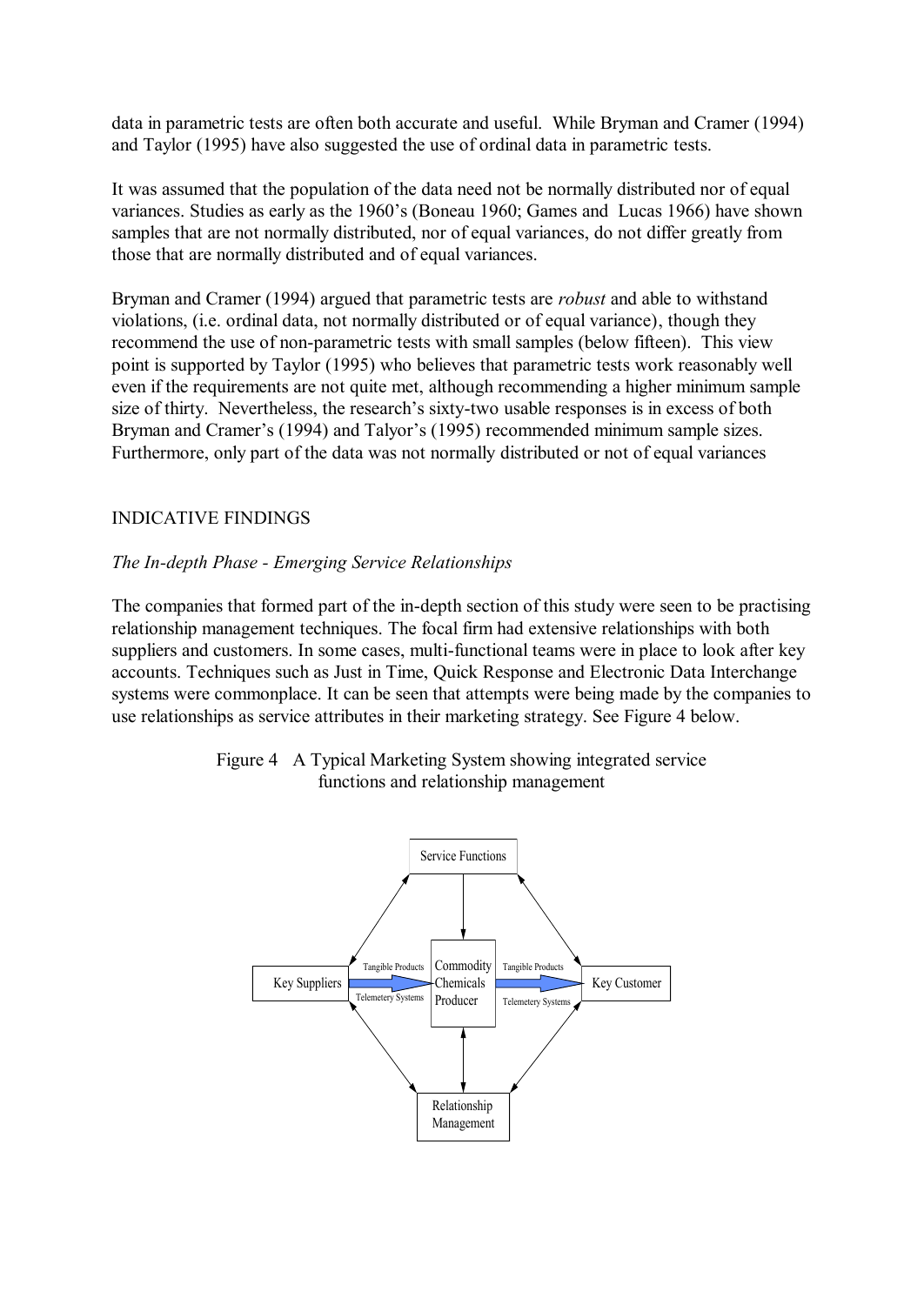data in parametric tests are often both accurate and useful. While Bryman and Cramer (1994) and Taylor (1995) have also suggested the use of ordinal data in parametric tests.

It was assumed that the population of the data need not be normally distributed nor of equal variances. Studies as early as the 1960's (Boneau 1960; Games and Lucas 1966) have shown samples that are not normally distributed, nor of equal variances, do not differ greatly from those that are normally distributed and of equal variances.

Bryman and Cramer (1994) argued that parametric tests are *robust* and able to withstand violations, (i.e. ordinal data, not normally distributed or of equal variance), though they recommend the use of non-parametric tests with small samples (below fifteen). This view point is supported by Taylor (1995) who believes that parametric tests work reasonably well even if the requirements are not quite met, although recommending a higher minimum sample size of thirty. Nevertheless, the research's sixty-two usable responses is in excess of both Bryman and Cramer's (1994) and Talyor's (1995) recommended minimum sample sizes. Furthermore, only part of the data was not normally distributed or not of equal variances

## INDICATIVE FINDINGS

### *The In-depth Phase - Emerging Service Relationships*

The companies that formed part of the in-depth section of this study were seen to be practising relationship management techniques. The focal firm had extensive relationships with both suppliers and customers. In some cases, multi-functional teams were in place to look after key accounts. Techniques such as Just in Time, Quick Response and Electronic Data Interchange systems were commonplace. It can be seen that attempts were being made by the companies to use relationships as service attributes in their marketing strategy. See Figure 4 below.

Figure 4 A Typical Marketing System showing integrated service functions and relationship management

Service Functions

Key Suppliers — Tangible Products / Telemetery Systems → Commodity Chemicals Producer — Tangible Products / Telemetery Systems → Key Customer

Relationship Management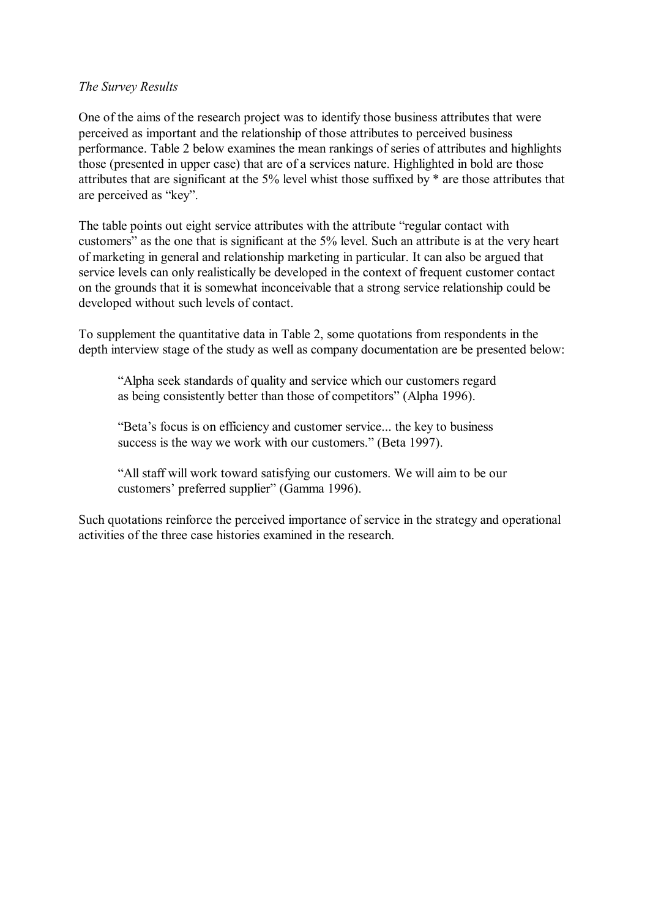*The Survey Results*

One of the aims of the research project was to identify those business attributes that were perceived as important and the relationship of those attributes to perceived business performance. Table 2 below examines the mean rankings of series of attributes and highlights those (presented in upper case) that are of a services nature. Highlighted in bold are those attributes that are significant at the 5% level whist those suffixed by * are those attributes that are perceived as "key".

The table points out eight service attributes with the attribute "regular contact with customers" as the one that is significant at the 5% level. Such an attribute is at the very heart of marketing in general and relationship marketing in particular. It can also be argued that service levels can only realistically be developed in the context of frequent customer contact on the grounds that it is somewhat inconceivable that a strong service relationship could be developed without such levels of contact.

To supplement the quantitative data in Table 2, some quotations from respondents in the depth interview stage of the study as well as company documentation are be presented below:

> "Alpha seek standards of quality and service which our customers regard as being consistently better than those of competitors" (Alpha 1996).

> "Beta's focus is on efficiency and customer service... the key to business success is the way we work with our customers." (Beta 1997).

> "All staff will work toward satisfying our customers. We will aim to be our customers' preferred supplier" (Gamma 1996).

Such quotations reinforce the perceived importance of service in the strategy and operational activities of the three case histories examined in the research.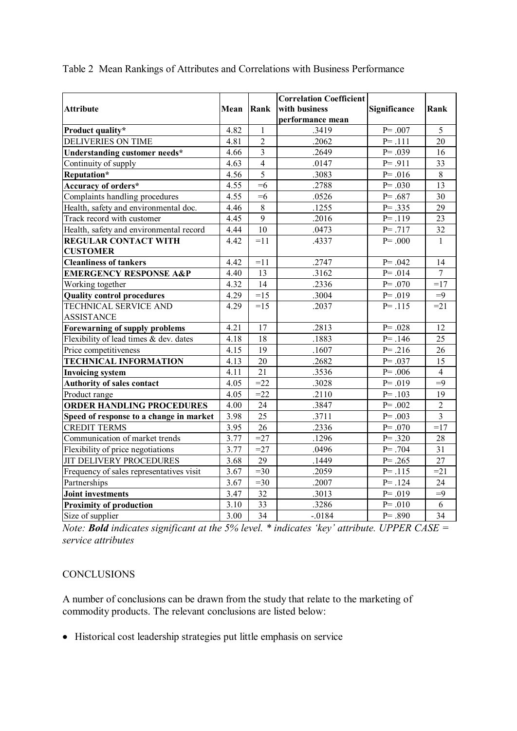Table 2 Mean Rankings of Attributes and Correlations with Business Performance

| Attribute | Mean | Rank | Correlation Coefficient with business performance mean | Significance | Rank |
|---|---|---|---|---|---|
| **Product quality*** | 4.82 | 1 | .3419 | P= .007 | 5 |
| DELIVERIES ON TIME | 4.81 | 2 | .2062 | P= .111 | 20 |
| **Understanding customer needs*** | 4.66 | 3 | .2649 | P= .039 | 16 |
| Continuity of supply | 4.63 | 4 | .0147 | P= .911 | 33 |
| **Reputation*** | 4.56 | 5 | .3083 | P= .016 | 8 |
| **Accuracy of orders*** | 4.55 | =6 | .2788 | P= .030 | 13 |
| Complaints handling procedures | 4.55 | =6 | .0526 | P= .687 | 30 |
| Health, safety and environmental doc. | 4.46 | 8 | .1255 | P= .335 | 29 |
| Track record with customer | 4.45 | 9 | .2016 | P= .119 | 23 |
| Health, safety and environmental record | 4.44 | 10 | .0473 | P= .717 | 32 |
| **REGULAR CONTACT WITH CUSTOMER** | 4.42 | =11 | .4337 | P= .000 | 1 |
| **Cleanliness of tankers** | 4.42 | =11 | .2747 | P= .042 | 14 |
| **EMERGENCY RESPONSE A&P** | 4.40 | 13 | .3162 | P= .014 | 7 |
| Working together | 4.32 | 14 | .2336 | P= .070 | =17 |
| **Quality control procedures** | 4.29 | =15 | .3004 | P= .019 | =9 |
| TECHNICAL SERVICE AND ASSISTANCE | 4.29 | =15 | .2037 | P= .115 | =21 |
| **Forewarning of supply problems** | 4.21 | 17 | .2813 | P= .028 | 12 |
| Flexibility of lead times & dev. dates | 4.18 | 18 | .1883 | P= .146 | 25 |
| Price competitiveness | 4.15 | 19 | .1607 | P= .216 | 26 |
| **TECHNICAL INFORMATION** | 4.13 | 20 | .2682 | P= .037 | 15 |
| **Invoicing system** | 4.11 | 21 | .3536 | P= .006 | 4 |
| **Authority of sales contact** | 4.05 | =22 | .3028 | P= .019 | =9 |
| Product range | 4.05 | =22 | .2110 | P= .103 | 19 |
| **ORDER HANDLING PROCEDURES** | 4.00 | 24 | .3847 | P= .002 | 2 |
| **Speed of response to a change in market** | 3.98 | 25 | .3711 | P= .003 | 3 |
| CREDIT TERMS | 3.95 | 26 | .2336 | P= .070 | =17 |
| Communication of market trends | 3.77 | =27 | .1296 | P= .320 | 28 |
| Flexibility of price negotiations | 3.77 | =27 | .0496 | P= .704 | 31 |
| JIT DELIVERY PROCEDURES | 3.68 | 29 | .1449 | P= .265 | 27 |
| Frequency of sales representatives visit | 3.67 | =30 | .2059 | P= .115 | =21 |
| Partnerships | 3.67 | =30 | .2007 | P= .124 | 24 |
| **Joint investments** | 3.47 | 32 | .3013 | P= .019 | =9 |
| **Proximity of production** | 3.10 | 33 | .3286 | P= .010 | 6 |
| Size of supplier | 3.00 | 34 | -.0184 | P= .890 | 34 |

*Note: **Bold** indicates significant at the 5% level. * indicates 'key' attribute. UPPER CASE = service attributes*

## CONCLUSIONS

A number of conclusions can be drawn from the study that relate to the marketing of commodity products. The relevant conclusions are listed below:

- Historical cost leadership strategies put little emphasis on service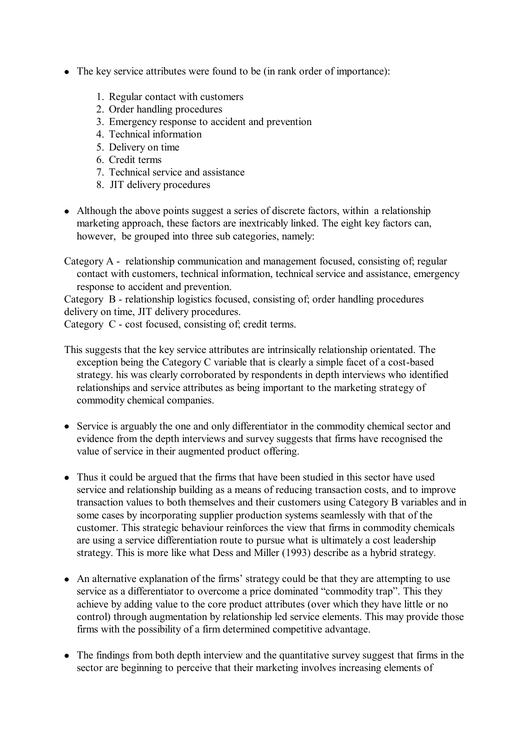- The key service attributes were found to be (in rank order of importance):

    1. Regular contact with customers
    2. Order handling procedures
    3. Emergency response to accident and prevention
    4. Technical information
    5. Delivery on time
    6. Credit terms
    7. Technical service and assistance
    8. JIT delivery procedures

- Although the above points suggest a series of discrete factors, within a relationship marketing approach, these factors are inextricably linked. The eight key factors can, however, be grouped into three sub categories, namely:

Category A - relationship communication and management focused, consisting of; regular contact with customers, technical information, technical service and assistance, emergency response to accident and prevention.
Category B - relationship logistics focused, consisting of; order handling procedures delivery on time, JIT delivery procedures.
Category C - cost focused, consisting of; credit terms.

This suggests that the key service attributes are intrinsically relationship orientated. The exception being the Category C variable that is clearly a simple facet of a cost-based strategy. his was clearly corroborated by respondents in depth interviews who identified relationships and service attributes as being important to the marketing strategy of commodity chemical companies.

- Service is arguably the one and only differentiator in the commodity chemical sector and evidence from the depth interviews and survey suggests that firms have recognised the value of service in their augmented product offering.

- Thus it could be argued that the firms that have been studied in this sector have used service and relationship building as a means of reducing transaction costs, and to improve transaction values to both themselves and their customers using Category B variables and in some cases by incorporating supplier production systems seamlessly with that of the customer. This strategic behaviour reinforces the view that firms in commodity chemicals are using a service differentiation route to pursue what is ultimately a cost leadership strategy. This is more like what Dess and Miller (1993) describe as a hybrid strategy.

- An alternative explanation of the firms' strategy could be that they are attempting to use service as a differentiator to overcome a price dominated "commodity trap". This they achieve by adding value to the core product attributes (over which they have little or no control) through augmentation by relationship led service elements. This may provide those firms with the possibility of a firm determined competitive advantage.

- The findings from both depth interview and the quantitative survey suggest that firms in the sector are beginning to perceive that their marketing involves increasing elements of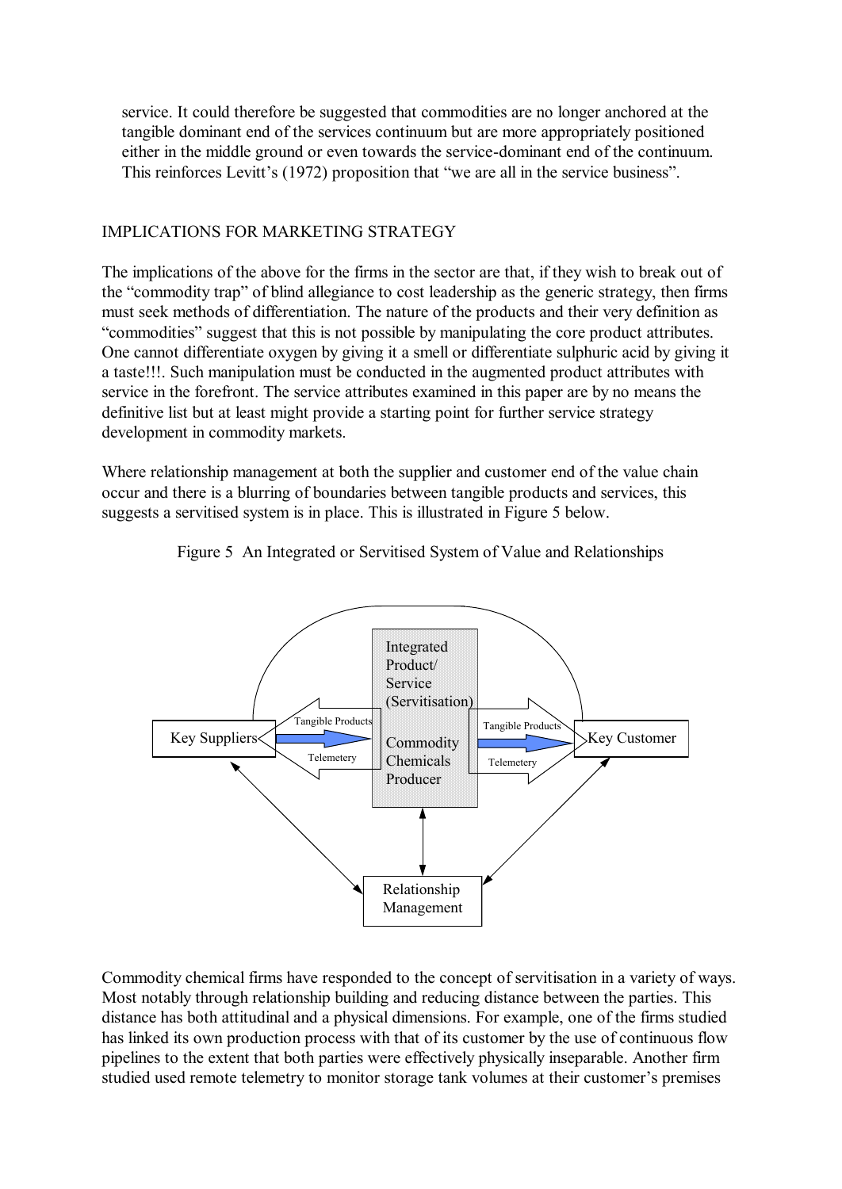service. It could therefore be suggested that commodities are no longer anchored at the tangible dominant end of the services continuum but are more appropriately positioned either in the middle ground or even towards the service-dominant end of the continuum. This reinforces Levitt's (1972) proposition that "we are all in the service business".

## IMPLICATIONS FOR MARKETING STRATEGY

The implications of the above for the firms in the sector are that, if they wish to break out of the "commodity trap" of blind allegiance to cost leadership as the generic strategy, then firms must seek methods of differentiation. The nature of the products and their very definition as "commodities" suggest that this is not possible by manipulating the core product attributes. One cannot differentiate oxygen by giving it a smell or differentiate sulphuric acid by giving it a taste!!!. Such manipulation must be conducted in the augmented product attributes with service in the forefront. The service attributes examined in this paper are by no means the definitive list but at least might provide a starting point for further service strategy development in commodity markets.

Where relationship management at both the supplier and customer end of the value chain occur and there is a blurring of boundaries between tangible products and services, this suggests a servitised system is in place. This is illustrated in Figure 5 below.

Figure 5 An Integrated or Servitised System of Value and Relationships

Key Suppliers — Tangible Products / Telemetery — Integrated Product/ Service (Servitisation) Commodity Chemicals Producer — Tangible Products / Telemetery — Key Customer

Relationship Management

Commodity chemical firms have responded to the concept of servitisation in a variety of ways. Most notably through relationship building and reducing distance between the parties. This distance has both attitudinal and a physical dimensions. For example, one of the firms studied has linked its own production process with that of its customer by the use of continuous flow pipelines to the extent that both parties were effectively physically inseparable. Another firm studied used remote telemetry to monitor storage tank volumes at their customer's premises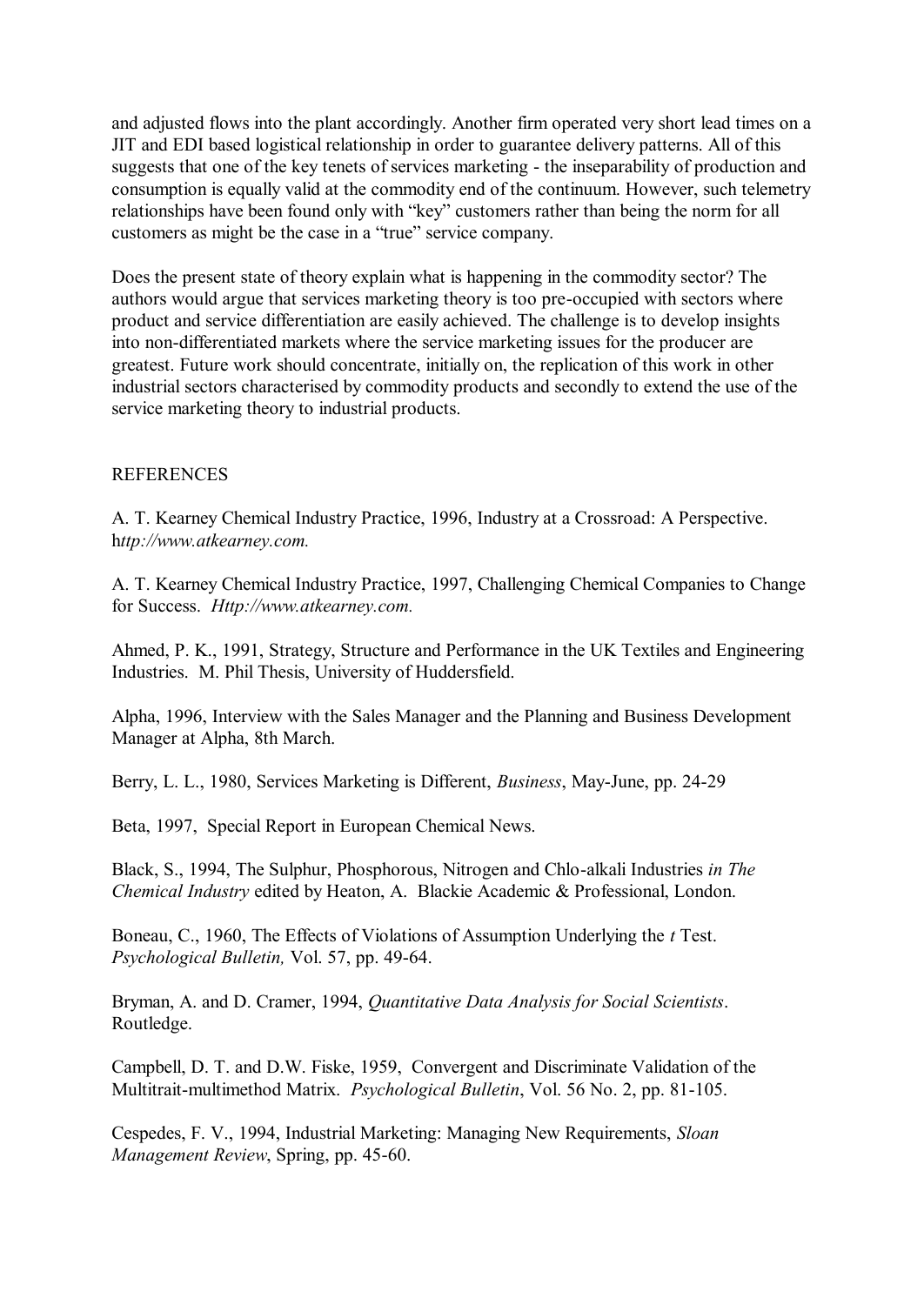and adjusted flows into the plant accordingly. Another firm operated very short lead times on a JIT and EDI based logistical relationship in order to guarantee delivery patterns. All of this suggests that one of the key tenets of services marketing - the inseparability of production and consumption is equally valid at the commodity end of the continuum. However, such telemetry relationships have been found only with "key" customers rather than being the norm for all customers as might be the case in a "true" service company.

Does the present state of theory explain what is happening in the commodity sector? The authors would argue that services marketing theory is too pre-occupied with sectors where product and service differentiation are easily achieved. The challenge is to develop insights into non-differentiated markets where the service marketing issues for the producer are greatest. Future work should concentrate, initially on, the replication of this work in other industrial sectors characterised by commodity products and secondly to extend the use of the service marketing theory to industrial products.

## REFERENCES

A. T. Kearney Chemical Industry Practice, 1996, Industry at a Crossroad: A Perspective. h*ttp://www.atkearney.com.*

A. T. Kearney Chemical Industry Practice, 1997, Challenging Chemical Companies to Change for Success. *Http://www.atkearney.com.*

Ahmed, P. K., 1991, Strategy, Structure and Performance in the UK Textiles and Engineering Industries. M. Phil Thesis, University of Huddersfield.

Alpha, 1996, Interview with the Sales Manager and the Planning and Business Development Manager at Alpha, 8th March.

Berry, L. L., 1980, Services Marketing is Different, *Business*, May-June, pp. 24-29

Beta, 1997, Special Report in European Chemical News.

Black, S., 1994, The Sulphur, Phosphorous, Nitrogen and Chlo-alkali Industries *in The Chemical Industry* edited by Heaton, A. Blackie Academic & Professional, London.

Boneau, C., 1960, The Effects of Violations of Assumption Underlying the *t* Test. *Psychological Bulletin,* Vol. 57, pp. 49-64.

Bryman, A. and D. Cramer, 1994, *Quantitative Data Analysis for Social Scientists*. Routledge.

Campbell, D. T. and D.W. Fiske, 1959, Convergent and Discriminate Validation of the Multitrait-multimethod Matrix. *Psychological Bulletin*, Vol. 56 No. 2, pp. 81-105.

Cespedes, F. V., 1994, Industrial Marketing: Managing New Requirements, *Sloan Management Review*, Spring, pp. 45-60.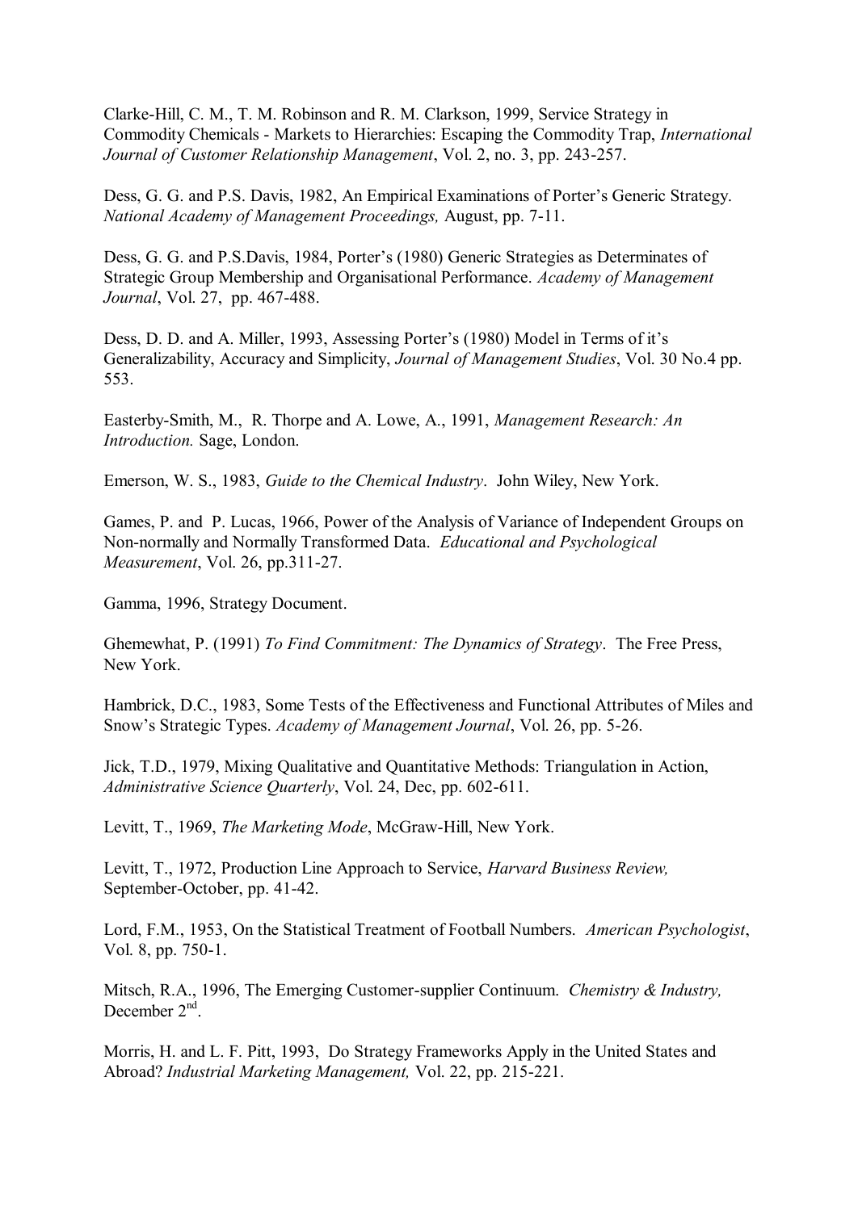Clarke-Hill, C. M., T. M. Robinson and R. M. Clarkson, 1999, Service Strategy in Commodity Chemicals - Markets to Hierarchies: Escaping the Commodity Trap, *International Journal of Customer Relationship Management*, Vol. 2, no. 3, pp. 243-257.

Dess, G. G. and P.S. Davis, 1982, An Empirical Examinations of Porter's Generic Strategy. *National Academy of Management Proceedings,* August, pp. 7-11.

Dess, G. G. and P.S.Davis, 1984, Porter's (1980) Generic Strategies as Determinates of Strategic Group Membership and Organisational Performance. *Academy of Management Journal*, Vol. 27, pp. 467-488.

Dess, D. D. and A. Miller, 1993, Assessing Porter's (1980) Model in Terms of it's Generalizability, Accuracy and Simplicity, *Journal of Management Studies*, Vol. 30 No.4 pp. 553.

Easterby-Smith, M., R. Thorpe and A. Lowe, A., 1991, *Management Research: An Introduction.* Sage, London.

Emerson, W. S., 1983, *Guide to the Chemical Industry*. John Wiley, New York.

Games, P. and P. Lucas, 1966, Power of the Analysis of Variance of Independent Groups on Non-normally and Normally Transformed Data. *Educational and Psychological Measurement*, Vol. 26, pp.311-27.

Gamma, 1996, Strategy Document.

Ghemewhat, P. (1991) *To Find Commitment: The Dynamics of Strategy*. The Free Press, New York.

Hambrick, D.C., 1983, Some Tests of the Effectiveness and Functional Attributes of Miles and Snow's Strategic Types. *Academy of Management Journal*, Vol. 26, pp. 5-26.

Jick, T.D., 1979, Mixing Qualitative and Quantitative Methods: Triangulation in Action, *Administrative Science Quarterly*, Vol. 24, Dec, pp. 602-611.

Levitt, T., 1969, *The Marketing Mode*, McGraw-Hill, New York.

Levitt, T., 1972, Production Line Approach to Service, *Harvard Business Review,* September-October, pp. 41-42.

Lord, F.M., 1953, On the Statistical Treatment of Football Numbers. *American Psychologist*, Vol. 8, pp. 750-1.

Mitsch, R.A., 1996, The Emerging Customer-supplier Continuum. *Chemistry & Industry,* December 2nd.

Morris, H. and L. F. Pitt, 1993, Do Strategy Frameworks Apply in the United States and Abroad? *Industrial Marketing Management,* Vol. 22, pp. 215-221.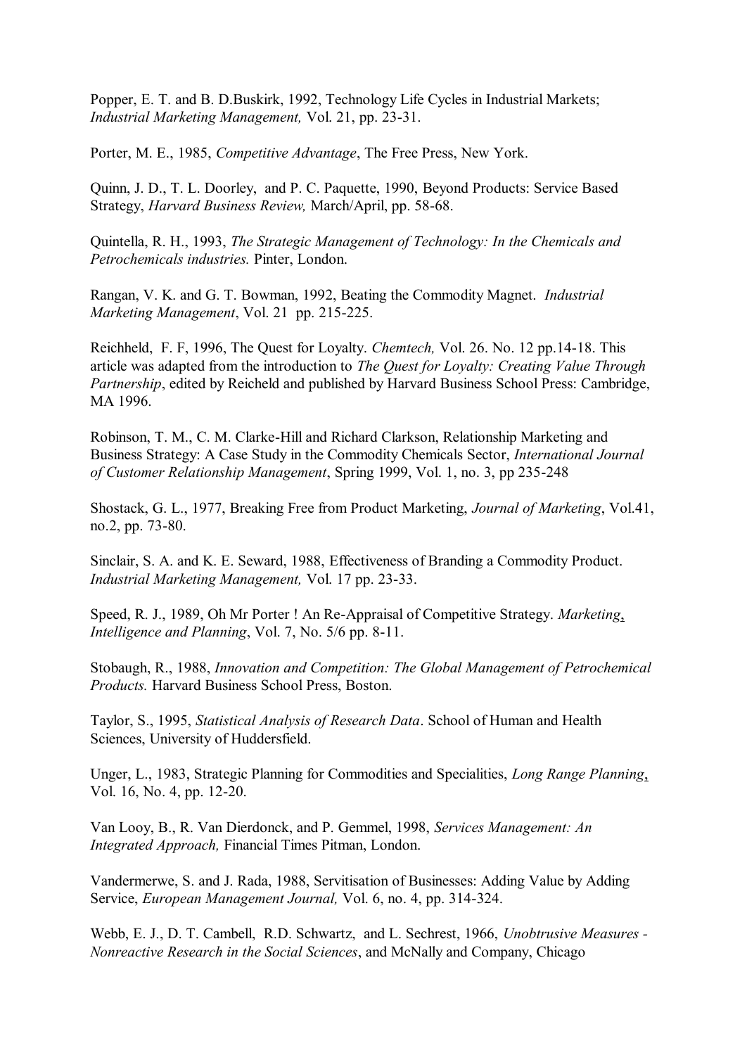Popper, E. T. and B. D.Buskirk, 1992, Technology Life Cycles in Industrial Markets; *Industrial Marketing Management,* Vol. 21, pp. 23-31.

Porter, M. E., 1985, *Competitive Advantage*, The Free Press, New York.

Quinn, J. D., T. L. Doorley, and P. C. Paquette, 1990, Beyond Products: Service Based Strategy, *Harvard Business Review,* March/April, pp. 58-68.

Quintella, R. H., 1993, *The Strategic Management of Technology: In the Chemicals and Petrochemicals industries.* Pinter, London.

Rangan, V. K. and G. T. Bowman, 1992, Beating the Commodity Magnet. *Industrial Marketing Management*, Vol. 21 pp. 215-225.

Reichheld, F. F, 1996, The Quest for Loyalty. *Chemtech,* Vol. 26. No. 12 pp.14-18. This article was adapted from the introduction to *The Quest for Loyalty: Creating Value Through Partnership*, edited by Reicheld and published by Harvard Business School Press: Cambridge, MA 1996.

Robinson, T. M., C. M. Clarke-Hill and Richard Clarkson, Relationship Marketing and Business Strategy: A Case Study in the Commodity Chemicals Sector, *International Journal of Customer Relationship Management*, Spring 1999, Vol. 1, no. 3, pp 235-248

Shostack, G. L., 1977, Breaking Free from Product Marketing, *Journal of Marketing*, Vol.41, no.2, pp. 73-80.

Sinclair, S. A. and K. E. Seward, 1988, Effectiveness of Branding a Commodity Product. *Industrial Marketing Management,* Vol. 17 pp. 23-33.

Speed, R. J., 1989, Oh Mr Porter ! An Re-Appraisal of Competitive Strategy. *Marketing, Intelligence and Planning*, Vol. 7, No. 5/6 pp. 8-11.

Stobaugh, R., 1988, *Innovation and Competition: The Global Management of Petrochemical Products.* Harvard Business School Press, Boston.

Taylor, S., 1995, *Statistical Analysis of Research Data*. School of Human and Health Sciences, University of Huddersfield.

Unger, L., 1983, Strategic Planning for Commodities and Specialities, *Long Range Planning*, Vol. 16, No. 4, pp. 12-20.

Van Looy, B., R. Van Dierdonck, and P. Gemmel, 1998, *Services Management: An Integrated Approach,* Financial Times Pitman, London.

Vandermerwe, S. and J. Rada, 1988, Servitisation of Businesses: Adding Value by Adding Service, *European Management Journal,* Vol. 6, no. 4, pp. 314-324.

Webb, E. J., D. T. Cambell, R.D. Schwartz, and L. Sechrest, 1966, *Unobtrusive Measures - Nonreactive Research in the Social Sciences*, and McNally and Company, Chicago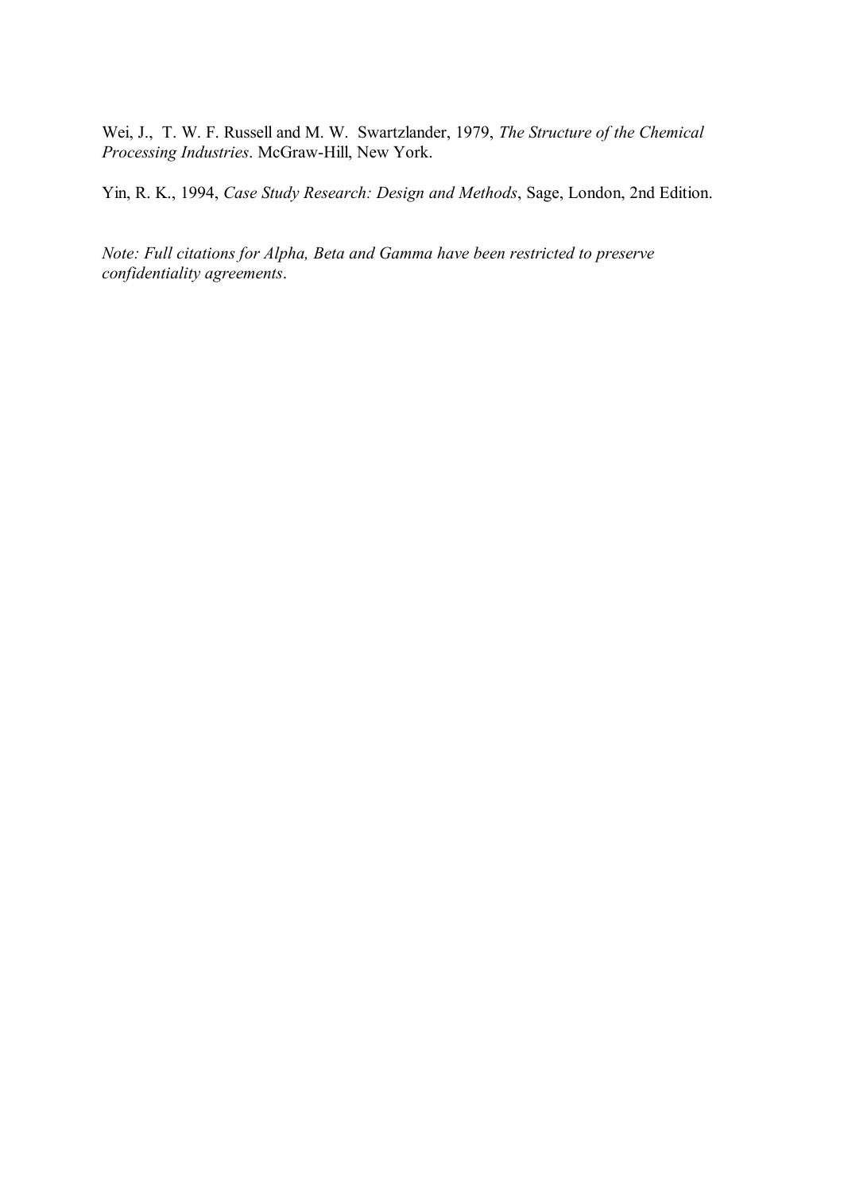Wei, J., T. W. F. Russell and M. W. Swartzlander, 1979, *The Structure of the Chemical Processing Industries*. McGraw-Hill, New York.

Yin, R. K., 1994, *Case Study Research: Design and Methods*, Sage, London, 2nd Edition.

*Note: Full citations for Alpha, Beta and Gamma have been restricted to preserve confidentiality agreements*.